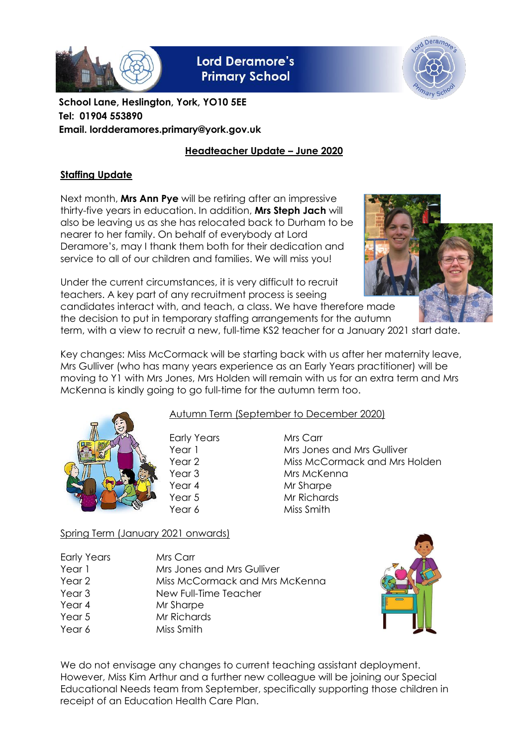# Lord Deramore's Primary School

**School Lane, Heslington, York, YO10 5EE**
**Tel: 01904 553890**
**Email. lordderamores.primary@york.gov.uk**

## Headteacher Update – June 2020

### Staffing Update

Next month, **Mrs Ann Pye** will be retiring after an impressive thirty-five years in education. In addition, **Mrs Steph Jach** will also be leaving us as she has relocated back to Durham to be nearer to her family. On behalf of everybody at Lord Deramore's, may I thank them both for their dedication and service to all of our children and families. We will miss you!

Under the current circumstances, it is very difficult to recruit teachers. A key part of any recruitment process is seeing candidates interact with, and teach, a class. We have therefore made the decision to put in temporary staffing arrangements for the autumn term, with a view to recruit a new, full-time KS2 teacher for a January 2021 start date.

Key changes: Miss McCormack will be starting back with us after her maternity leave, Mrs Gulliver (who has many years experience as an Early Years practitioner) will be moving to Y1 with Mrs Jones, Mrs Holden will remain with us for an extra term and Mrs McKenna is kindly going to go full-time for the autumn term too.

Autumn Term (September to December 2020)

| | |
|---|---|
| Early Years | Mrs Carr |
| Year 1 | Mrs Jones and Mrs Gulliver |
| Year 2 | Miss McCormack and Mrs Holden |
| Year 3 | Mrs McKenna |
| Year 4 | Mr Sharpe |
| Year 5 | Mr Richards |
| Year 6 | Miss Smith |

Spring Term (January 2021 onwards)

| | |
|---|---|
| Early Years | Mrs Carr |
| Year 1 | Mrs Jones and Mrs Gulliver |
| Year 2 | Miss McCormack and Mrs McKenna |
| Year 3 | New Full-Time Teacher |
| Year 4 | Mr Sharpe |
| Year 5 | Mr Richards |
| Year 6 | Miss Smith |

We do not envisage any changes to current teaching assistant deployment. However, Miss Kim Arthur and a further new colleague will be joining our Special Educational Needs team from September, specifically supporting those children in receipt of an Education Health Care Plan.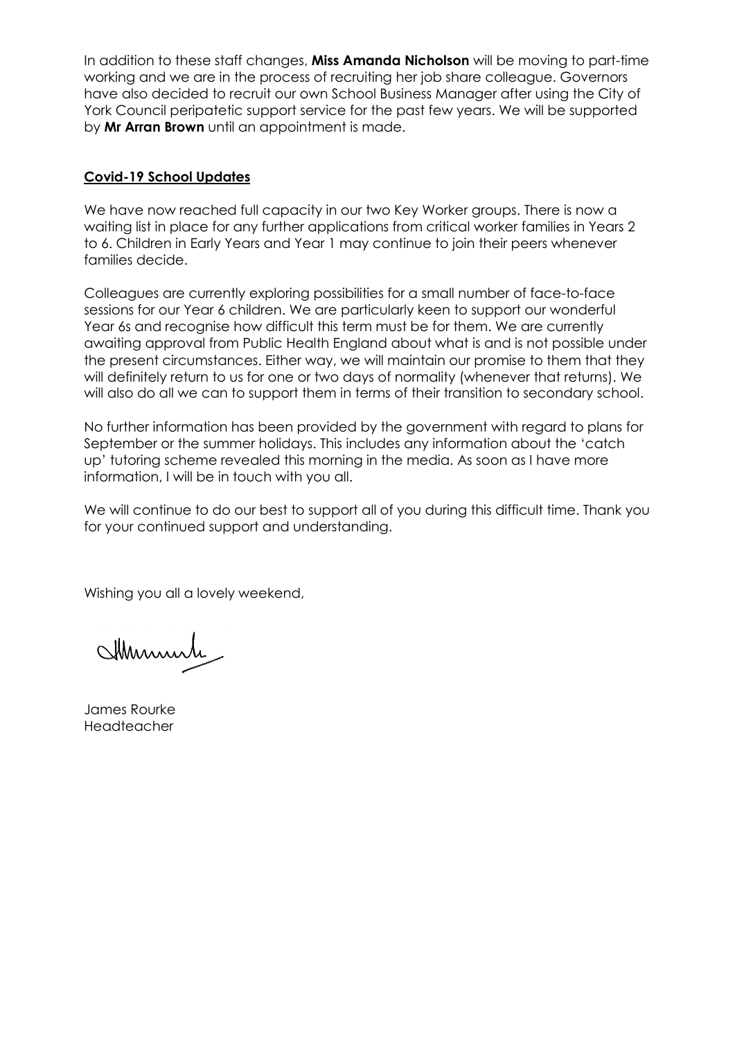In addition to these staff changes, **Miss Amanda Nicholson** will be moving to part-time working and we are in the process of recruiting her job share colleague. Governors have also decided to recruit our own School Business Manager after using the City of York Council peripatetic support service for the past few years. We will be supported by **Mr Arran Brown** until an appointment is made.

## Covid-19 School Updates

We have now reached full capacity in our two Key Worker groups. There is now a waiting list in place for any further applications from critical worker families in Years 2 to 6. Children in Early Years and Year 1 may continue to join their peers whenever families decide.

Colleagues are currently exploring possibilities for a small number of face-to-face sessions for our Year 6 children. We are particularly keen to support our wonderful Year 6s and recognise how difficult this term must be for them. We are currently awaiting approval from Public Health England about what is and is not possible under the present circumstances. Either way, we will maintain our promise to them that they will definitely return to us for one or two days of normality (whenever that returns). We will also do all we can to support them in terms of their transition to secondary school.

No further information has been provided by the government with regard to plans for September or the summer holidays. This includes any information about the 'catch up' tutoring scheme revealed this morning in the media. As soon as I have more information, I will be in touch with you all.

We will continue to do our best to support all of you during this difficult time. Thank you for your continued support and understanding.

Wishing you all a lovely weekend,

James Rourke
Headteacher